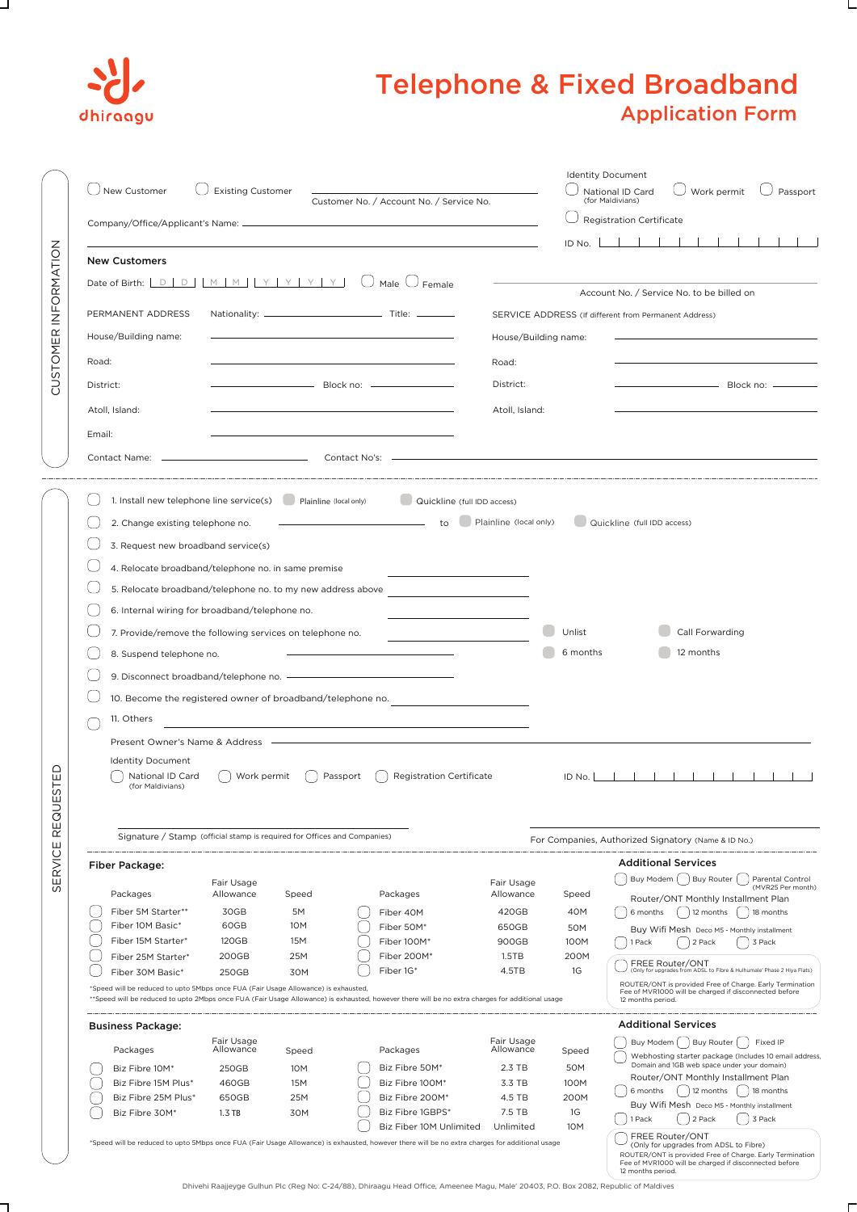dhiraagu

# Telephone & Fixed Broadband
## Application Form

## CUSTOMER INFORMATION

( ) New Customer ( ) Existing Customer ______________________ Customer No. / Account No. / Service No.

Identity Document
( ) National ID Card (for Maldivians) ( ) Work permit ( ) Passport
( ) Registration Certificate
ID No. | | | | | | | | | | | |

Company/Office/Applicant's Name: ______________________

### New Customers

Date of Birth: D D | M M | Y Y Y Y ( ) Male ( ) Female

______________________ Account No. / Service No. to be billed on

PERMANENT ADDRESS Nationality: ______________ Title: ________

House/Building name: ______________________

Road: ______________________

District: ______________ Block no: ____________

Atoll, Island: ______________________

Email: ______________________

SERVICE ADDRESS (If different from Permanent Address)

House/Building name: ______________________

Road: ______________________

District: ______________ Block no: ____________

Atoll, Island: ______________________

Contact Name: ______________ Contact No's: ______________________

## SERVICE REQUESTED

( ) 1. Install new telephone line service(s) ( ) Plainline (local only) ( ) Quickline (full IDD access)

( ) 2. Change existing telephone no. ______________ to ( ) Plainline (local only) ( ) Quickline (full IDD access)

( ) 3. Request new broadband service(s)

( ) 4. Relocate broadband/telephone no. in same premise ______________

( ) 5. Relocate broadband/telephone no. to my new address above ______________

( ) 6. Internal wiring for broadband/telephone no. ______________

( ) 7. Provide/remove the following services on telephone no. ______________ ( ) Unlist ( ) Call Forwarding

( ) 8. Suspend telephone no. ______________ ( ) 6 months ( ) 12 months

( ) 9. Disconnect broadband/telephone no. ______________

( ) 10. Become the registered owner of broadband/telephone no. ______________

( ) 11. Others ______________

Present Owner's Name & Address ______________________

Identity Document
( ) National ID Card (for Maldivians) ( ) Work permit ( ) Passport ( ) Registration Certificate ID No. | | | | | | | | | | | |

______________________
Signature / Stamp (official stamp is required for Offices and Companies)

______________________
For Companies, Authorized Signatory (Name & ID No.)

### Fiber Package:

| Packages | Fair Usage Allowance | Speed | Packages | Fair Usage Allowance | Speed |
|---|---|---|---|---|---|
| ( ) Fiber 5M Starter** | 30GB | 5M | ( ) Fiber 40M | 420GB | 40M |
| ( ) Fiber 10M Basic* | 60GB | 10M | ( ) Fiber 50M* | 650GB | 50M |
| ( ) Fiber 15M Starter* | 120GB | 15M | ( ) Fiber 100M* | 900GB | 100M |
| ( ) Fiber 25M Starter* | 200GB | 25M | ( ) Fiber 200M* | 1.5TB | 200M |
| ( ) Fiber 30M Basic* | 250GB | 30M | ( ) Fiber 1G* | 4.5TB | 1G |

*Speed will be reduced to upto 5Mbps once FUA (Fair Usage Allowance) is exhausted.
**Speed will be reduced to upto 2Mbps once FUA (Fair Usage Allowance) is exhausted, however there will be no extra charges for additional usage

#### Additional Services

( ) Buy Modem ( ) Buy Router ( ) Parental Control (MVR25 Per month)

Router/ONT Monthly Installment Plan
( ) 6 months ( ) 12 months ( ) 18 months

Buy Wifi Mesh Deco M5 - Monthly installment
( ) 1 Pack ( ) 2 Pack ( ) 3 Pack

( ) FREE Router/ONT (Only for upgrades from ADSL to Fibre & Hulhumale' Phase 2 Hiya Flats)

ROUTER/ONT is provided Free of Charge. Early Termination Fee of MVR1000 will be charged if disconnected before 12 months period.

### Business Package:

| Packages | Fair Usage Allowance | Speed | Packages | Fair Usage Allowance | Speed |
|---|---|---|---|---|---|
| ( ) Biz Fibre 10M* | 250GB | 10M | ( ) Biz Fibre 50M* | 2.3 TB | 50M |
| ( ) Biz Fibre 15M Plus* | 460GB | 15M | ( ) Biz Fibre 100M* | 3.3 TB | 100M |
| ( ) Biz Fibre 25M Plus* | 650GB | 25M | ( ) Biz Fibre 200M* | 4.5 TB | 200M |
| ( ) Biz Fibre 30M* | 1.3 TB | 30M | ( ) Biz Fibre 1GBPS* | 7.5 TB | 1G |
| | | | ( ) Biz Fiber 10M Unlimited | Unlimited | 10M |

*Speed will be reduced to upto 5Mbps once FUA (Fair Usage Allowance) is exhausted, however there will be no extra charges for additional usage

#### Additional Services

( ) Buy Modem ( ) Buy Router ( ) Fixed IP

( ) Webhosting starter package (Includes 10 email address, Domain and 1GB web space under your domain)

Router/ONT Monthly Installment Plan
( ) 6 months ( ) 12 months ( ) 18 months

Buy Wifi Mesh Deco M5 - Monthly installment
( ) 1 Pack ( ) 2 Pack ( ) 3 Pack

( ) FREE Router/ONT (Only for upgrades from ADSL to Fibre)

ROUTER/ONT is provided Free of Charge. Early Termination Fee of MVR1000 will be charged if disconnected before 12 months period.

Dhivehi Raajjeyge Gulhun Plc (Reg No: C-24/88), Dhiraagu Head Office, Ameenee Magu, Male' 20403, P.O. Box 2082, Republic of Maldives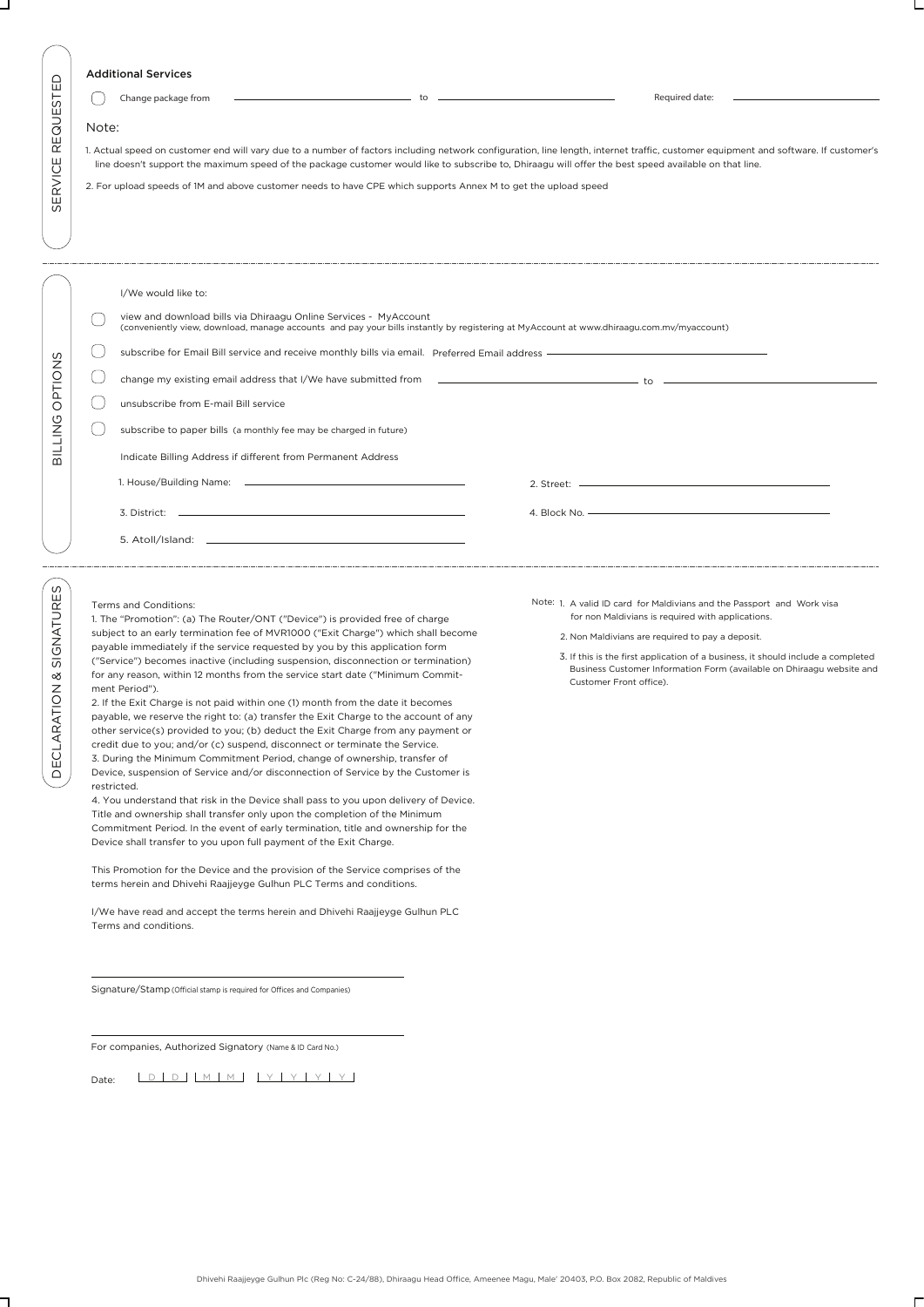## SERVICE REQUESTED

### Additional Services

- [ ] Change package from ______________________ to ______________________ Required date: ______________________

Note:

1. Actual speed on customer end will vary due to a number of factors including network configuration, line length, internet traffic, customer equipment and software. If customer's line doesn't support the maximum speed of the package customer would like to subscribe to, Dhiraagu will offer the best speed available on that line.

2. For upload speeds of 1M and above customer needs to have CPE which supports Annex M to get the upload speed

## BILLING OPTIONS

I/We would like to:

- [ ] view and download bills via Dhiraagu Online Services - MyAccount (conveniently view, download, manage accounts and pay your bills instantly by registering at MyAccount at www.dhiraagu.com.mv/myaccount)
- [ ] subscribe for Email Bill service and receive monthly bills via email. Preferred Email address ______________________
- [ ] change my existing email address that I/We have submitted from ______________________ to ______________________
- [ ] unsubscribe from E-mail Bill service
- [ ] subscribe to paper bills (a monthly fee may be charged in future)

Indicate Billing Address if different from Permanent Address

1. House/Building Name: ______________________
2. Street: ______________________
3. District: ______________________
4. Block No. ______________________
5. Atoll/Island: ______________________

## DECLARATION & SIGNATURES

Terms and Conditions:

1. The "Promotion": (a) The Router/ONT ("Device") is provided free of charge subject to an early termination fee of MVR1000 ("Exit Charge") which shall become payable immediately if the service requested by you by this application form ("Service") becomes inactive (including suspension, disconnection or termination) for any reason, within 12 months from the service start date ("Minimum Commitment Period").
2. If the Exit Charge is not paid within one (1) month from the date it becomes payable, we reserve the right to: (a) transfer the Exit Charge to the account of any other service(s) provided to you; (b) deduct the Exit Charge from any payment or credit due to you; and/or (c) suspend, disconnect or terminate the Service.
3. During the Minimum Commitment Period, change of ownership, transfer of Device, suspension of Service and/or disconnection of Service by the Customer is restricted.
4. You understand that risk in the Device shall pass to you upon delivery of Device. Title and ownership shall transfer only upon the completion of the Minimum Commitment Period. In the event of early termination, title and ownership for the Device shall transfer to you upon full payment of the Exit Charge.

This Promotion for the Device and the provision of the Service comprises of the terms herein and Dhivehi Raajjeyge Gulhun PLC Terms and conditions.

I/We have read and accept the terms herein and Dhivehi Raajjeyge Gulhun PLC Terms and conditions.

Note:
1. A valid ID card for Maldivians and the Passport and Work visa for non Maldivians is required with applications.
2. Non Maldivians are required to pay a deposit.
3. If this is the first application of a business, it should include a completed Business Customer Information Form (available on Dhiraagu website and Customer Front office).

______________________

Signature/Stamp (Official stamp is required for Offices and Companies)

______________________

For companies, Authorized Signatory (Name & ID Card No.)

Date: D D | M M | Y Y Y Y

Dhivehi Raajjeyge Gulhun Plc (Reg No: C-24/88), Dhiraagu Head Office, Ameenee Magu, Male' 20403, P.O. Box 2082, Republic of Maldives